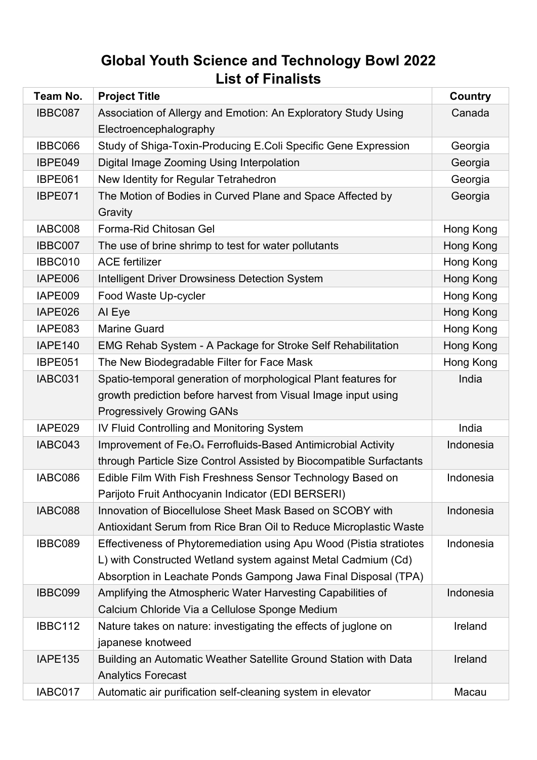# Global Youth Science and Technology Bowl 2022
## List of Finalists

| Team No. | Project Title | Country |
|---|---|---|
| IBBC087 | Association of Allergy and Emotion: An Exploratory Study Using Electroencephalography | Canada |
| IBBC066 | Study of Shiga-Toxin-Producing E.Coli Specific Gene Expression | Georgia |
| IBPE049 | Digital Image Zooming Using Interpolation | Georgia |
| IBPE061 | New Identity for Regular Tetrahedron | Georgia |
| IBPE071 | The Motion of Bodies in Curved Plane and Space Affected by Gravity | Georgia |
| IABC008 | Forma-Rid Chitosan Gel | Hong Kong |
| IBBC007 | The use of brine shrimp to test for water pollutants | Hong Kong |
| IBBC010 | ACE fertilizer | Hong Kong |
| IAPE006 | Intelligent Driver Drowsiness Detection System | Hong Kong |
| IAPE009 | Food Waste Up-cycler | Hong Kong |
| IAPE026 | AI Eye | Hong Kong |
| IAPE083 | Marine Guard | Hong Kong |
| IAPE140 | EMG Rehab System - A Package for Stroke Self Rehabilitation | Hong Kong |
| IBPE051 | The New Biodegradable Filter for Face Mask | Hong Kong |
| IABC031 | Spatio-temporal generation of morphological Plant features for growth prediction before harvest from Visual Image input using Progressively Growing GANs | India |
| IAPE029 | IV Fluid Controlling and Monitoring System | India |
| IABC043 | Improvement of $Fe_3O_4$ Ferrofluids-Based Antimicrobial Activity through Particle Size Control Assisted by Biocompatible Surfactants | Indonesia |
| IABC086 | Edible Film With Fish Freshness Sensor Technology Based on Parijoto Fruit Anthocyanin Indicator (EDI BERSERI) | Indonesia |
| IABC088 | Innovation of Biocellulose Sheet Mask Based on SCOBY with Antioxidant Serum from Rice Bran Oil to Reduce Microplastic Waste | Indonesia |
| IBBC089 | Effectiveness of Phytoremediation using Apu Wood (Pistia stratiotes L) with Constructed Wetland system against Metal Cadmium (Cd) Absorption in Leachate Ponds Gampong Jawa Final Disposal (TPA) | Indonesia |
| IBBC099 | Amplifying the Atmospheric Water Harvesting Capabilities of Calcium Chloride Via a Cellulose Sponge Medium | Indonesia |
| IBBC112 | Nature takes on nature: investigating the effects of juglone on japanese knotweed | Ireland |
| IAPE135 | Building an Automatic Weather Satellite Ground Station with Data Analytics Forecast | Ireland |
| IABC017 | Automatic air purification self-cleaning system in elevator | Macau |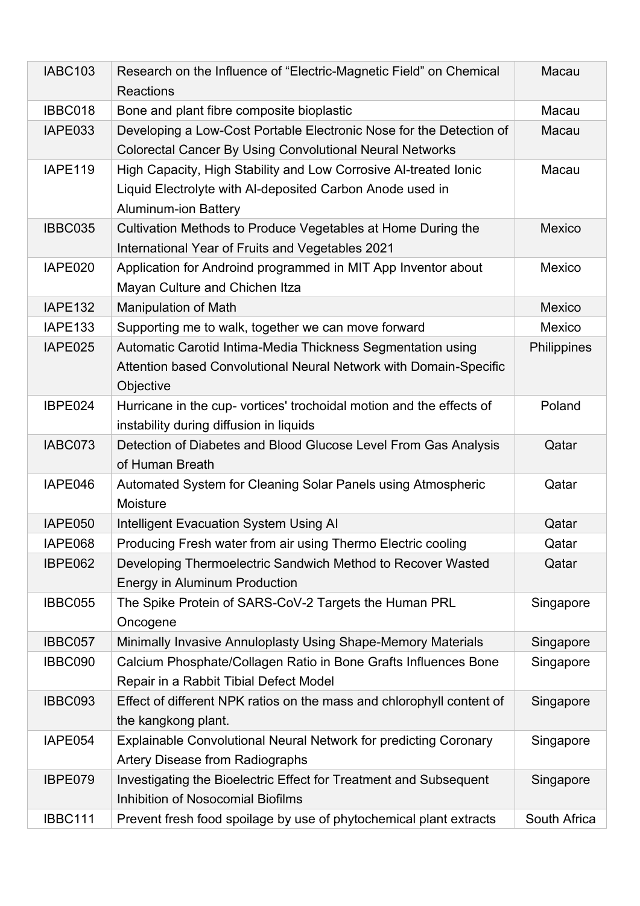| IABC103 | Research on the Influence of “Electric-Magnetic Field” on Chemical Reactions | Macau |
|---|---|---|
| IBBC018 | Bone and plant fibre composite bioplastic | Macau |
| IAPE033 | Developing a Low-Cost Portable Electronic Nose for the Detection of Colorectal Cancer By Using Convolutional Neural Networks | Macau |
| IAPE119 | High Capacity, High Stability and Low Corrosive Al-treated Ionic Liquid Electrolyte with Al-deposited Carbon Anode used in Aluminum-ion Battery | Macau |
| IBBC035 | Cultivation Methods to Produce Vegetables at Home During the International Year of Fruits and Vegetables 2021 | Mexico |
| IAPE020 | Application for Androind programmed in MIT App Inventor about Mayan Culture and Chichen Itza | Mexico |
| IAPE132 | Manipulation of Math | Mexico |
| IAPE133 | Supporting me to walk, together we can move forward | Mexico |
| IAPE025 | Automatic Carotid Intima-Media Thickness Segmentation using Attention based Convolutional Neural Network with Domain-Specific Objective | Philippines |
| IBPE024 | Hurricane in the cup- vortices' trochoidal motion and the effects of instability during diffusion in liquids | Poland |
| IABC073 | Detection of Diabetes and Blood Glucose Level From Gas Analysis of Human Breath | Qatar |
| IAPE046 | Automated System for Cleaning Solar Panels using Atmospheric Moisture | Qatar |
| IAPE050 | Intelligent Evacuation System Using AI | Qatar |
| IAPE068 | Producing Fresh water from air using Thermo Electric cooling | Qatar |
| IBPE062 | Developing Thermoelectric Sandwich Method to Recover Wasted Energy in Aluminum Production | Qatar |
| IBBC055 | The Spike Protein of SARS-CoV-2 Targets the Human PRL Oncogene | Singapore |
| IBBC057 | Minimally Invasive Annuloplasty Using Shape-Memory Materials | Singapore |
| IBBC090 | Calcium Phosphate/Collagen Ratio in Bone Grafts Influences Bone Repair in a Rabbit Tibial Defect Model | Singapore |
| IBBC093 | Effect of different NPK ratios on the mass and chlorophyll content of the kangkong plant. | Singapore |
| IAPE054 | Explainable Convolutional Neural Network for predicting Coronary Artery Disease from Radiographs | Singapore |
| IBPE079 | Investigating the Bioelectric Effect for Treatment and Subsequent Inhibition of Nosocomial Biofilms | Singapore |
| IBBC111 | Prevent fresh food spoilage by use of phytochemical plant extracts | South Africa |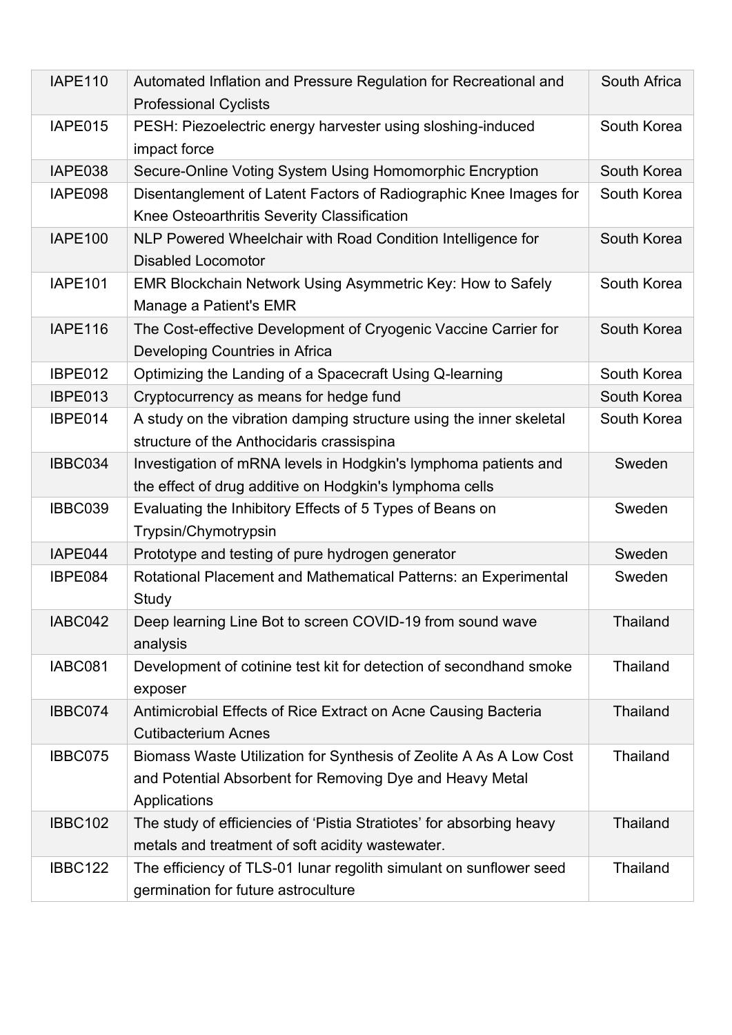| | | |
|---|---|---|
| IAPE110 | Automated Inflation and Pressure Regulation for Recreational and Professional Cyclists | South Africa |
| IAPE015 | PESH: Piezoelectric energy harvester using sloshing-induced impact force | South Korea |
| IAPE038 | Secure-Online Voting System Using Homomorphic Encryption | South Korea |
| IAPE098 | Disentanglement of Latent Factors of Radiographic Knee Images for Knee Osteoarthritis Severity Classification | South Korea |
| IAPE100 | NLP Powered Wheelchair with Road Condition Intelligence for Disabled Locomotor | South Korea |
| IAPE101 | EMR Blockchain Network Using Asymmetric Key: How to Safely Manage a Patient's EMR | South Korea |
| IAPE116 | The Cost-effective Development of Cryogenic Vaccine Carrier for Developing Countries in Africa | South Korea |
| IBPE012 | Optimizing the Landing of a Spacecraft Using Q-learning | South Korea |
| IBPE013 | Cryptocurrency as means for hedge fund | South Korea |
| IBPE014 | A study on the vibration damping structure using the inner skeletal structure of the Anthocidaris crassispina | South Korea |
| IBBC034 | Investigation of mRNA levels in Hodgkin's lymphoma patients and the effect of drug additive on Hodgkin's lymphoma cells | Sweden |
| IBBC039 | Evaluating the Inhibitory Effects of 5 Types of Beans on Trypsin/Chymotrypsin | Sweden |
| IAPE044 | Prototype and testing of pure hydrogen generator | Sweden |
| IBPE084 | Rotational Placement and Mathematical Patterns: an Experimental Study | Sweden |
| IABC042 | Deep learning Line Bot to screen COVID-19 from sound wave analysis | Thailand |
| IABC081 | Development of cotinine test kit for detection of secondhand smoke exposer | Thailand |
| IBBC074 | Antimicrobial Effects of Rice Extract on Acne Causing Bacteria Cutibacterium Acnes | Thailand |
| IBBC075 | Biomass Waste Utilization for Synthesis of Zeolite A As A Low Cost and Potential Absorbent for Removing Dye and Heavy Metal Applications | Thailand |
| IBBC102 | The study of efficiencies of 'Pistia Stratiotes' for absorbing heavy metals and treatment of soft acidity wastewater. | Thailand |
| IBBC122 | The efficiency of TLS-01 lunar regolith simulant on sunflower seed germination for future astroculture | Thailand |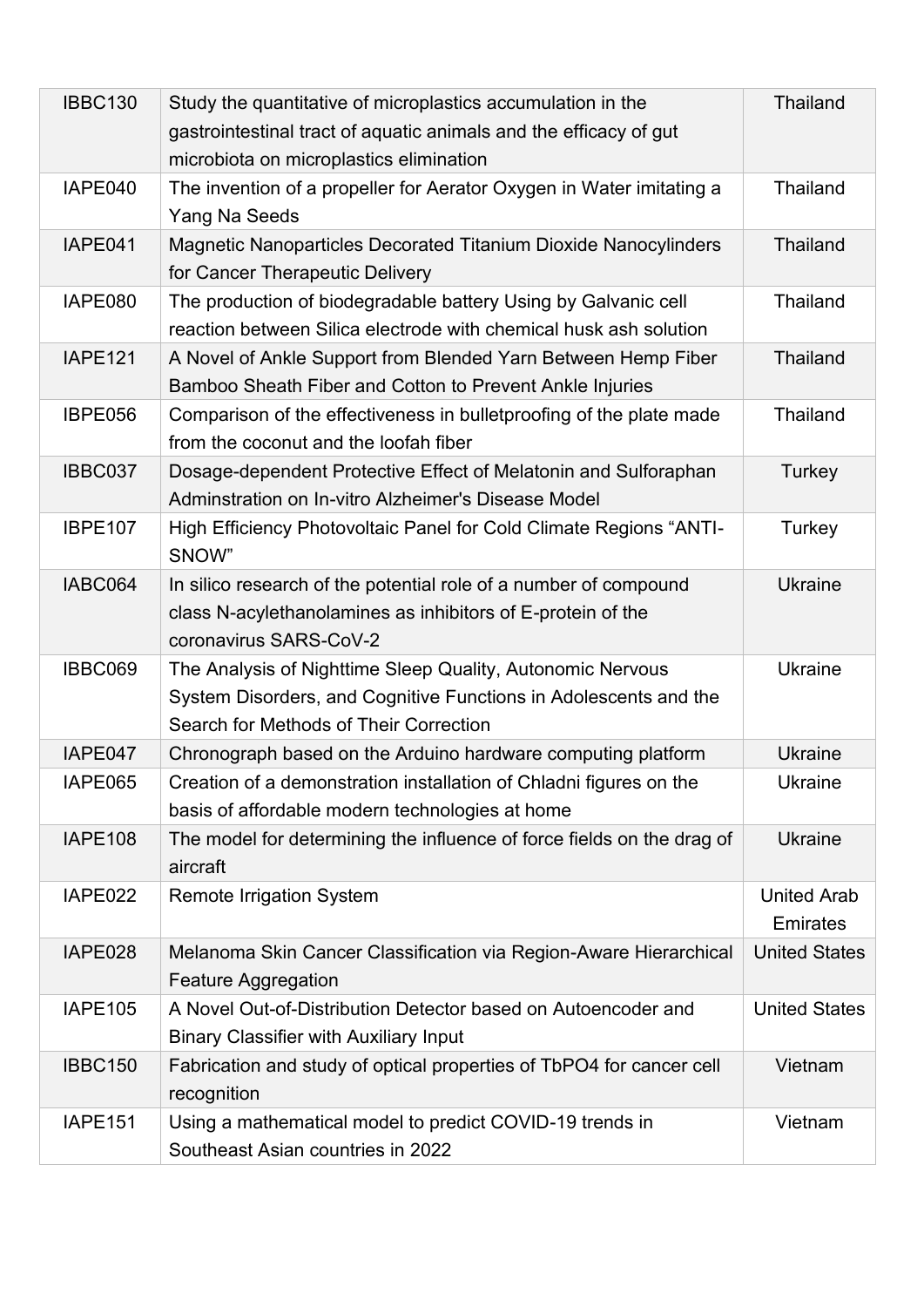| | | |
|---|---|---|
| IBBC130 | Study the quantitative of microplastics accumulation in the gastrointestinal tract of aquatic animals and the efficacy of gut microbiota on microplastics elimination | Thailand |
| IAPE040 | The invention of a propeller for Aerator Oxygen in Water imitating a Yang Na Seeds | Thailand |
| IAPE041 | Magnetic Nanoparticles Decorated Titanium Dioxide Nanocylinders for Cancer Therapeutic Delivery | Thailand |
| IAPE080 | The production of biodegradable battery Using by Galvanic cell reaction between Silica electrode with chemical husk ash solution | Thailand |
| IAPE121 | A Novel of Ankle Support from Blended Yarn Between Hemp Fiber Bamboo Sheath Fiber and Cotton to Prevent Ankle Injuries | Thailand |
| IBPE056 | Comparison of the effectiveness in bulletproofing of the plate made from the coconut and the loofah fiber | Thailand |
| IBBC037 | Dosage-dependent Protective Effect of Melatonin and Sulforaphan Adminstration on In-vitro Alzheimer's Disease Model | Turkey |
| IBPE107 | High Efficiency Photovoltaic Panel for Cold Climate Regions "ANTI-SNOW" | Turkey |
| IABC064 | In silico research of the potential role of a number of compound class N-acylethanolamines as inhibitors of E-protein of the coronavirus SARS-CoV-2 | Ukraine |
| IBBC069 | The Analysis of Nighttime Sleep Quality, Autonomic Nervous System Disorders, and Cognitive Functions in Adolescents and the Search for Methods of Their Correction | Ukraine |
| IAPE047 | Chronograph based on the Arduino hardware computing platform | Ukraine |
| IAPE065 | Creation of a demonstration installation of Chladni figures on the basis of affordable modern technologies at home | Ukraine |
| IAPE108 | The model for determining the influence of force fields on the drag of aircraft | Ukraine |
| IAPE022 | Remote Irrigation System | United Arab Emirates |
| IAPE028 | Melanoma Skin Cancer Classification via Region-Aware Hierarchical Feature Aggregation | United States |
| IAPE105 | A Novel Out-of-Distribution Detector based on Autoencoder and Binary Classifier with Auxiliary Input | United States |
| IBBC150 | Fabrication and study of optical properties of $TbPO_4$ for cancer cell recognition | Vietnam |
| IAPE151 | Using a mathematical model to predict COVID-19 trends in Southeast Asian countries in 2022 | Vietnam |